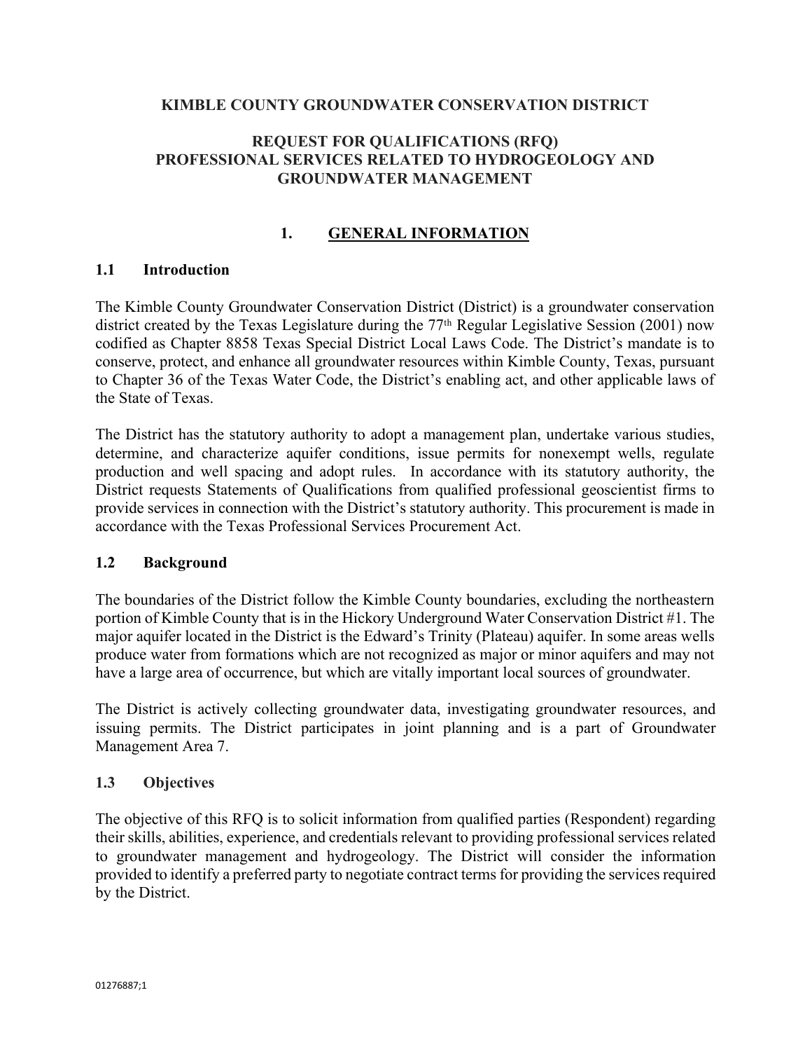# KIMBLE COUNTY GROUNDWATER CONSERVATION DISTRICT

# REQUEST FOR QUALIFICATIONS (RFQ) PROFESSIONAL SERVICES RELATED TO HYDROGEOLOGY AND GROUNDWATER MANAGEMENT

## 1. GENERAL INFORMATION

### 1.1 Introduction

The Kimble County Groundwater Conservation District (District) is a groundwater conservation district created by the Texas Legislature during the 77th Regular Legislative Session (2001) now codified as Chapter 8858 Texas Special District Local Laws Code. The District's mandate is to conserve, protect, and enhance all groundwater resources within Kimble County, Texas, pursuant to Chapter 36 of the Texas Water Code, the District's enabling act, and other applicable laws of the State of Texas.

The District has the statutory authority to adopt a management plan, undertake various studies, determine, and characterize aquifer conditions, issue permits for nonexempt wells, regulate production and well spacing and adopt rules. In accordance with its statutory authority, the District requests Statements of Qualifications from qualified professional geoscientist firms to provide services in connection with the District's statutory authority. This procurement is made in accordance with the Texas Professional Services Procurement Act.

### 1.2 Background

The boundaries of the District follow the Kimble County boundaries, excluding the northeastern portion of Kimble County that is in the Hickory Underground Water Conservation District #1. The major aquifer located in the District is the Edward's Trinity (Plateau) aquifer. In some areas wells produce water from formations which are not recognized as major or minor aquifers and may not have a large area of occurrence, but which are vitally important local sources of groundwater.

The District is actively collecting groundwater data, investigating groundwater resources, and issuing permits. The District participates in joint planning and is a part of Groundwater Management Area 7.

### 1.3 Objectives

The objective of this RFQ is to solicit information from qualified parties (Respondent) regarding their skills, abilities, experience, and credentials relevant to providing professional services related to groundwater management and hydrogeology. The District will consider the information provided to identify a preferred party to negotiate contract terms for providing the services required by the District.

01276887;1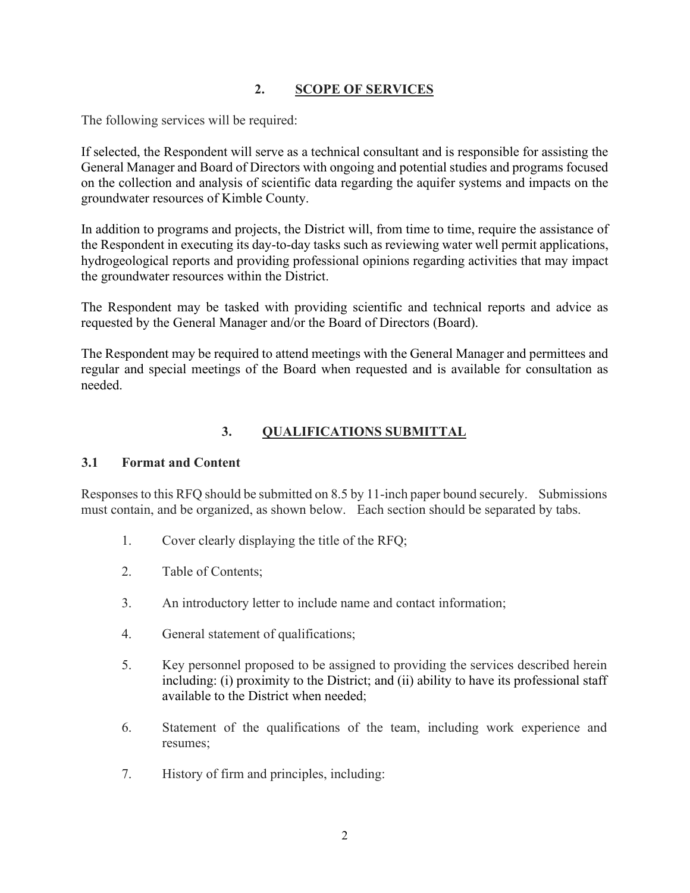## 2. SCOPE OF SERVICES

The following services will be required:

If selected, the Respondent will serve as a technical consultant and is responsible for assisting the General Manager and Board of Directors with ongoing and potential studies and programs focused on the collection and analysis of scientific data regarding the aquifer systems and impacts on the groundwater resources of Kimble County.

In addition to programs and projects, the District will, from time to time, require the assistance of the Respondent in executing its day-to-day tasks such as reviewing water well permit applications, hydrogeological reports and providing professional opinions regarding activities that may impact the groundwater resources within the District.

The Respondent may be tasked with providing scientific and technical reports and advice as requested by the General Manager and/or the Board of Directors (Board).

The Respondent may be required to attend meetings with the General Manager and permittees and regular and special meetings of the Board when requested and is available for consultation as needed.

## 3. QUALIFICATIONS SUBMITTAL

### 3.1 Format and Content

Responses to this RFQ should be submitted on 8.5 by 11-inch paper bound securely. Submissions must contain, and be organized, as shown below. Each section should be separated by tabs.

1. Cover clearly displaying the title of the RFQ;
2. Table of Contents;
3. An introductory letter to include name and contact information;
4. General statement of qualifications;
5. Key personnel proposed to be assigned to providing the services described herein including: (i) proximity to the District; and (ii) ability to have its professional staff available to the District when needed;
6. Statement of the qualifications of the team, including work experience and resumes;
7. History of firm and principles, including: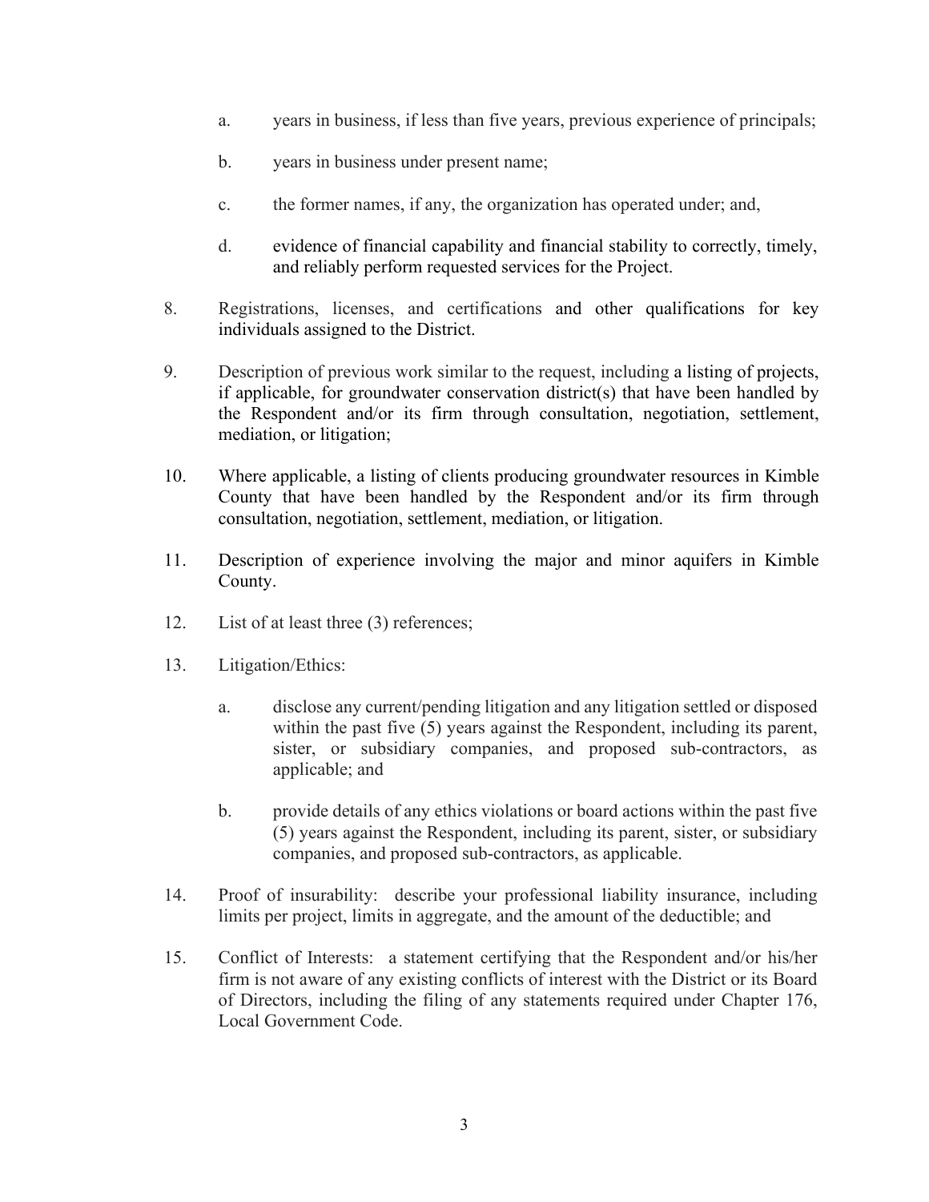a. years in business, if less than five years, previous experience of principals;

   b. years in business under present name;

   c. the former names, if any, the organization has operated under; and,

   d. evidence of financial capability and financial stability to correctly, timely, and reliably perform requested services for the Project.

8. Registrations, licenses, and certifications and other qualifications for key individuals assigned to the District.

9. Description of previous work similar to the request, including a listing of projects, if applicable, for groundwater conservation district(s) that have been handled by the Respondent and/or its firm through consultation, negotiation, settlement, mediation, or litigation;

10. Where applicable, a listing of clients producing groundwater resources in Kimble County that have been handled by the Respondent and/or its firm through consultation, negotiation, settlement, mediation, or litigation.

11. Description of experience involving the major and minor aquifers in Kimble County.

12. List of at least three (3) references;

13. Litigation/Ethics:

   a. disclose any current/pending litigation and any litigation settled or disposed within the past five (5) years against the Respondent, including its parent, sister, or subsidiary companies, and proposed sub-contractors, as applicable; and

   b. provide details of any ethics violations or board actions within the past five (5) years against the Respondent, including its parent, sister, or subsidiary companies, and proposed sub-contractors, as applicable.

14. Proof of insurability: describe your professional liability insurance, including limits per project, limits in aggregate, and the amount of the deductible; and

15. Conflict of Interests: a statement certifying that the Respondent and/or his/her firm is not aware of any existing conflicts of interest with the District or its Board of Directors, including the filing of any statements required under Chapter 176, Local Government Code.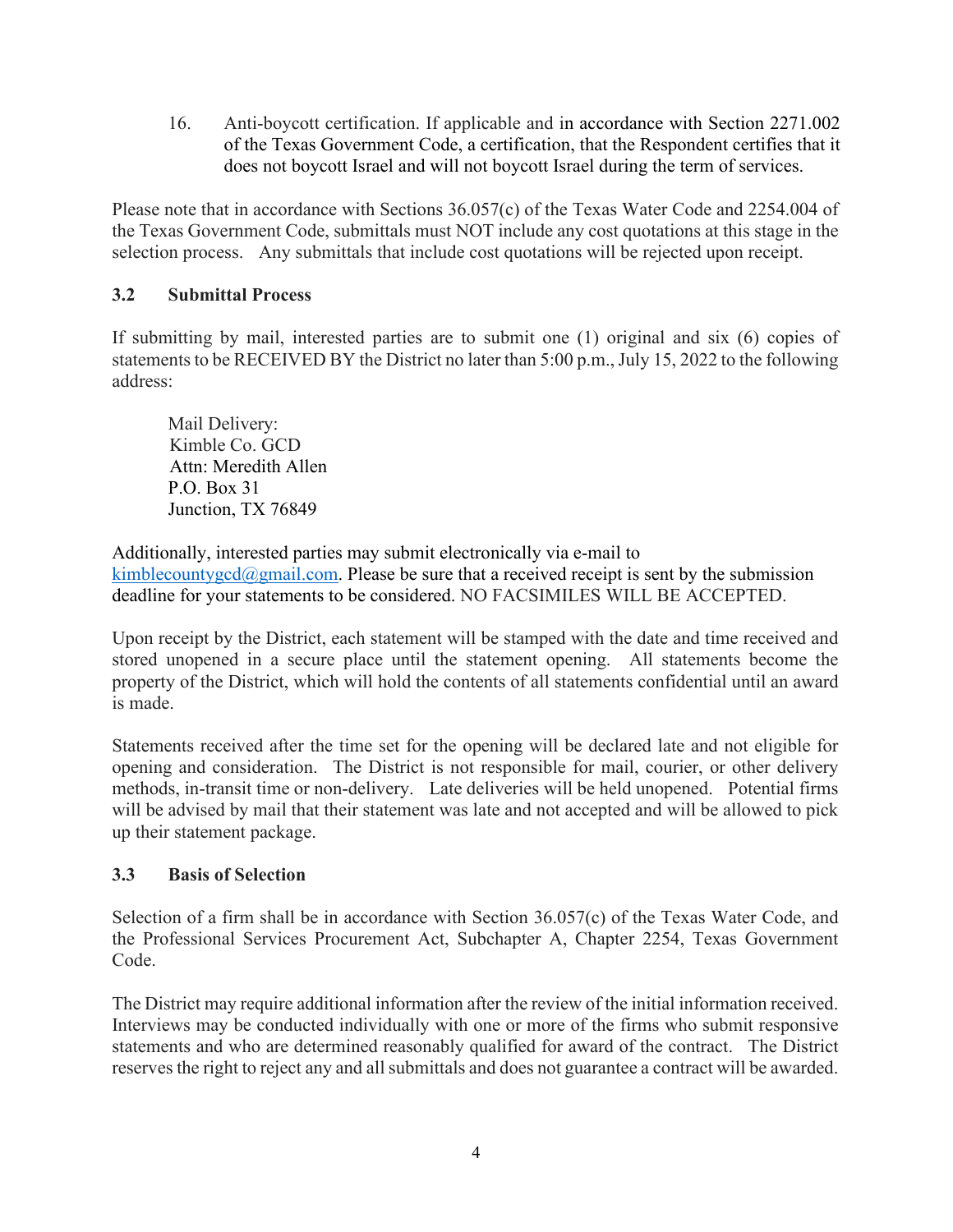16. Anti-boycott certification. If applicable and in accordance with Section 2271.002 of the Texas Government Code, a certification, that the Respondent certifies that it does not boycott Israel and will not boycott Israel during the term of services.

Please note that in accordance with Sections 36.057(c) of the Texas Water Code and 2254.004 of the Texas Government Code, submittals must NOT include any cost quotations at this stage in the selection process. Any submittals that include cost quotations will be rejected upon receipt.

### 3.2 Submittal Process

If submitting by mail, interested parties are to submit one (1) original and six (6) copies of statements to be RECEIVED BY the District no later than 5:00 p.m., July 15, 2022 to the following address:

Mail Delivery:  
Kimble Co. GCD  
Attn: Meredith Allen  
P.O. Box 31  
Junction, TX 76849

Additionally, interested parties may submit electronically via e-mail to kimblecountygcd@gmail.com. Please be sure that a received receipt is sent by the submission deadline for your statements to be considered. NO FACSIMILES WILL BE ACCEPTED.

Upon receipt by the District, each statement will be stamped with the date and time received and stored unopened in a secure place until the statement opening. All statements become the property of the District, which will hold the contents of all statements confidential until an award is made.

Statements received after the time set for the opening will be declared late and not eligible for opening and consideration. The District is not responsible for mail, courier, or other delivery methods, in-transit time or non-delivery. Late deliveries will be held unopened. Potential firms will be advised by mail that their statement was late and not accepted and will be allowed to pick up their statement package.

### 3.3 Basis of Selection

Selection of a firm shall be in accordance with Section 36.057(c) of the Texas Water Code, and the Professional Services Procurement Act, Subchapter A, Chapter 2254, Texas Government Code.

The District may require additional information after the review of the initial information received. Interviews may be conducted individually with one or more of the firms who submit responsive statements and who are determined reasonably qualified for award of the contract. The District reserves the right to reject any and all submittals and does not guarantee a contract will be awarded.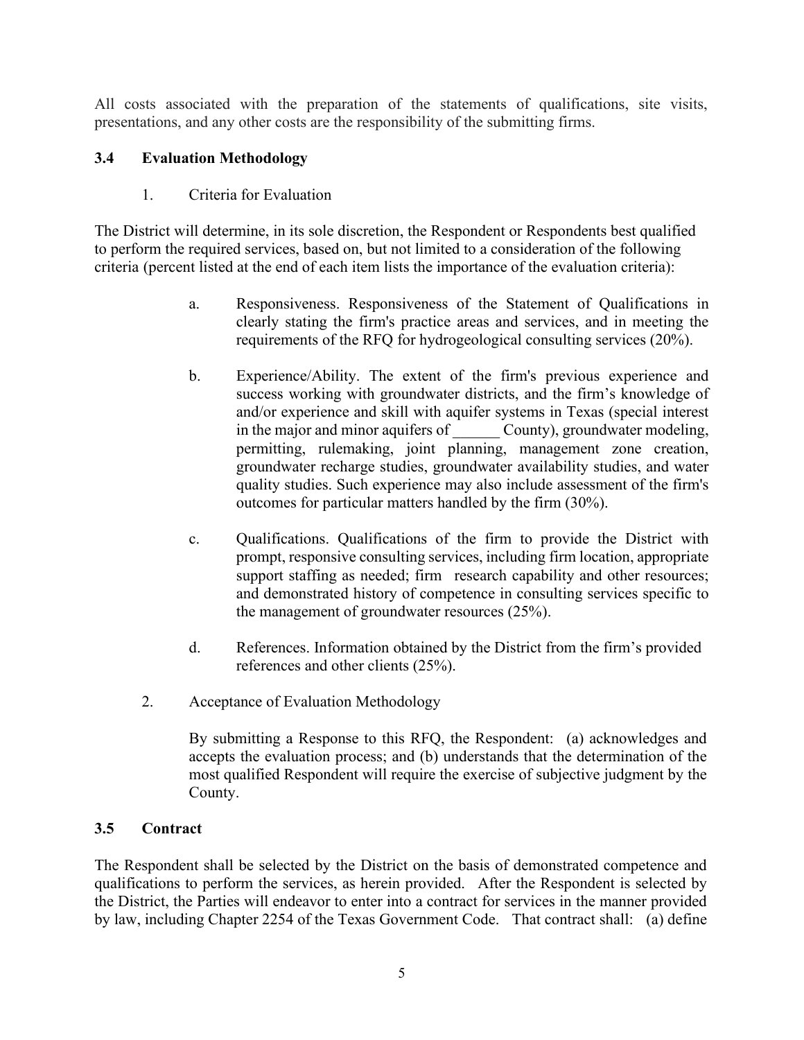All costs associated with the preparation of the statements of qualifications, site visits, presentations, and any other costs are the responsibility of the submitting firms.

### 3.4 Evaluation Methodology

1. Criteria for Evaluation

The District will determine, in its sole discretion, the Respondent or Respondents best qualified to perform the required services, based on, but not limited to a consideration of the following criteria (percent listed at the end of each item lists the importance of the evaluation criteria):

a. Responsiveness. Responsiveness of the Statement of Qualifications in clearly stating the firm's practice areas and services, and in meeting the requirements of the RFQ for hydrogeological consulting services (20%).

b. Experience/Ability. The extent of the firm's previous experience and success working with groundwater districts, and the firm's knowledge of and/or experience and skill with aquifer systems in Texas (special interest in the major and minor aquifers of ______ County), groundwater modeling, permitting, rulemaking, joint planning, management zone creation, groundwater recharge studies, groundwater availability studies, and water quality studies. Such experience may also include assessment of the firm's outcomes for particular matters handled by the firm (30%).

c. Qualifications. Qualifications of the firm to provide the District with prompt, responsive consulting services, including firm location, appropriate support staffing as needed; firm research capability and other resources; and demonstrated history of competence in consulting services specific to the management of groundwater resources (25%).

d. References. Information obtained by the District from the firm's provided references and other clients (25%).

2. Acceptance of Evaluation Methodology

By submitting a Response to this RFQ, the Respondent: (a) acknowledges and accepts the evaluation process; and (b) understands that the determination of the most qualified Respondent will require the exercise of subjective judgment by the County.

### 3.5 Contract

The Respondent shall be selected by the District on the basis of demonstrated competence and qualifications to perform the services, as herein provided. After the Respondent is selected by the District, the Parties will endeavor to enter into a contract for services in the manner provided by law, including Chapter 2254 of the Texas Government Code. That contract shall: (a) define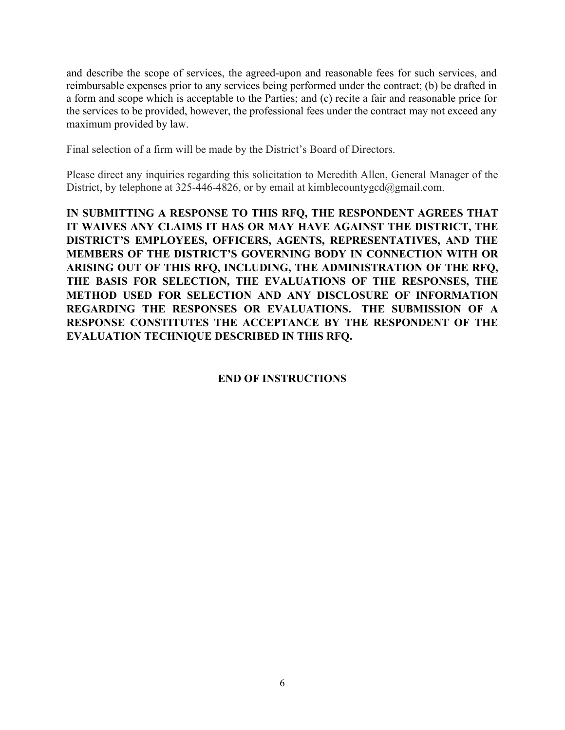and describe the scope of services, the agreed-upon and reasonable fees for such services, and reimbursable expenses prior to any services being performed under the contract; (b) be drafted in a form and scope which is acceptable to the Parties; and (c) recite a fair and reasonable price for the services to be provided, however, the professional fees under the contract may not exceed any maximum provided by law.

Final selection of a firm will be made by the District's Board of Directors.

Please direct any inquiries regarding this solicitation to Meredith Allen, General Manager of the District, by telephone at 325-446-4826, or by email at kimblecountygcd@gmail.com.

**IN SUBMITTING A RESPONSE TO THIS RFQ, THE RESPONDENT AGREES THAT IT WAIVES ANY CLAIMS IT HAS OR MAY HAVE AGAINST THE DISTRICT, THE DISTRICT'S EMPLOYEES, OFFICERS, AGENTS, REPRESENTATIVES, AND THE MEMBERS OF THE DISTRICT'S GOVERNING BODY IN CONNECTION WITH OR ARISING OUT OF THIS RFQ, INCLUDING, THE ADMINISTRATION OF THE RFQ, THE BASIS FOR SELECTION, THE EVALUATIONS OF THE RESPONSES, THE METHOD USED FOR SELECTION AND ANY DISCLOSURE OF INFORMATION REGARDING THE RESPONSES OR EVALUATIONS. THE SUBMISSION OF A RESPONSE CONSTITUTES THE ACCEPTANCE BY THE RESPONDENT OF THE EVALUATION TECHNIQUE DESCRIBED IN THIS RFQ.**

**END OF INSTRUCTIONS**